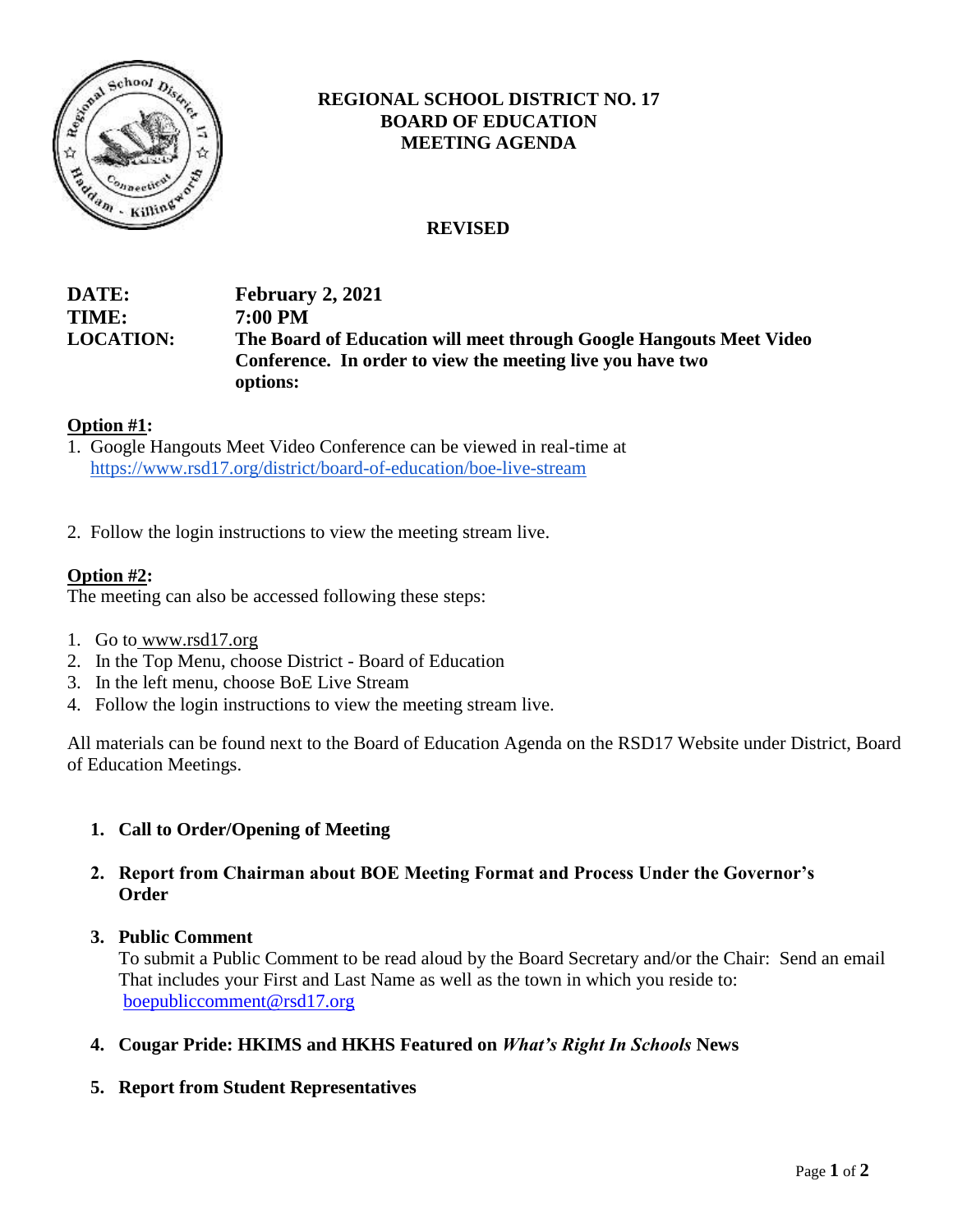# REGIONAL SCHOOL DISTRICT NO. 17
# BOARD OF EDUCATION
# MEETING AGENDA

**REVISED**

**DATE:** February 2, 2021
**TIME:** 7:00 PM
**LOCATION:** The Board of Education will meet through Google Hangouts Meet Video Conference. In order to view the meeting live you have two options:

**Option #1:**

1. Google Hangouts Meet Video Conference can be viewed in real-time at https://www.rsd17.org/district/board-of-education/boe-live-stream

2. Follow the login instructions to view the meeting stream live.

**Option #2:**
The meeting can also be accessed following these steps:

1. Go to www.rsd17.org
2. In the Top Menu, choose District - Board of Education
3. In the left menu, choose BoE Live Stream
4. Follow the login instructions to view the meeting stream live.

All materials can be found next to the Board of Education Agenda on the RSD17 Website under District, Board of Education Meetings.

1. **Call to Order/Opening of Meeting**

2. **Report from Chairman about BOE Meeting Format and Process Under the Governor's Order**

3. **Public Comment**
   To submit a Public Comment to be read aloud by the Board Secretary and/or the Chair: Send an email That includes your First and Last Name as well as the town in which you reside to: boepubliccomment@rsd17.org

4. **Cougar Pride: HKIMS and HKHS Featured on *What's Right In Schools* News**

5. **Report from Student Representatives**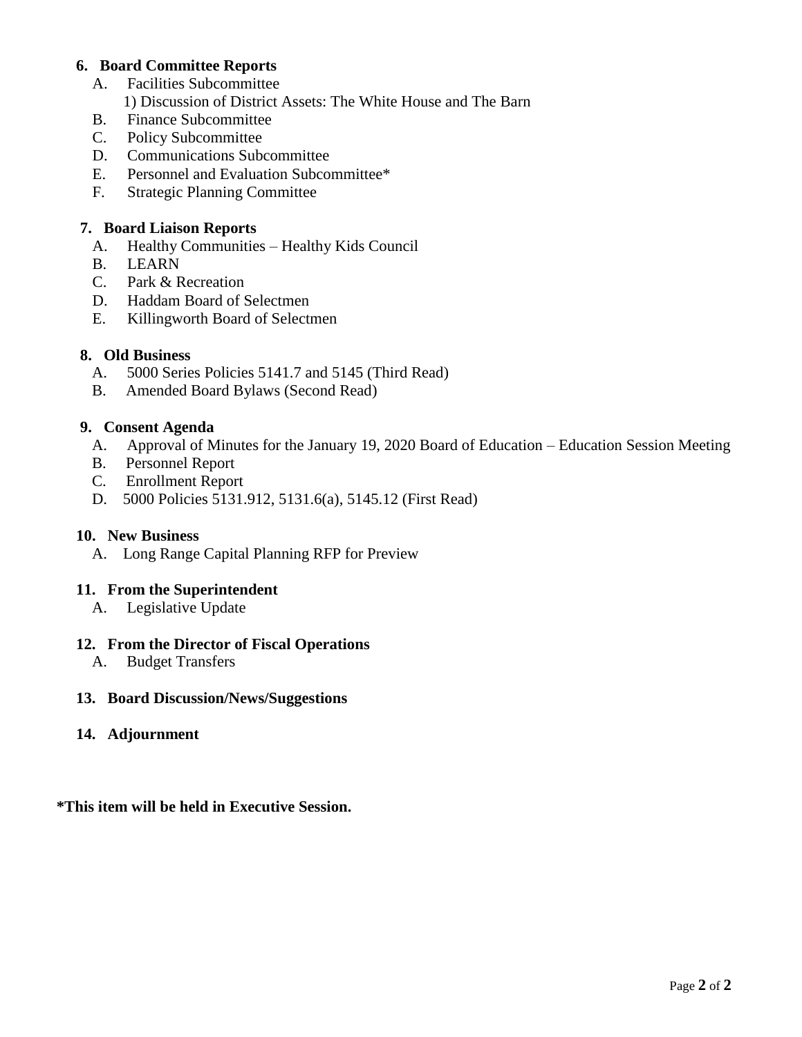**6. Board Committee Reports**

A. Facilities Subcommittee
   1) Discussion of District Assets: The White House and The Barn

B. Finance Subcommittee

C. Policy Subcommittee

D. Communications Subcommittee

E. Personnel and Evaluation Subcommittee*

F. Strategic Planning Committee

**7. Board Liaison Reports**

A. Healthy Communities – Healthy Kids Council

B. LEARN

C. Park & Recreation

D. Haddam Board of Selectmen

E. Killingworth Board of Selectmen

**8. Old Business**

A. 5000 Series Policies 5141.7 and 5145 (Third Read)

B. Amended Board Bylaws (Second Read)

**9. Consent Agenda**

A. Approval of Minutes for the January 19, 2020 Board of Education – Education Session Meeting

B. Personnel Report

C. Enrollment Report

D. 5000 Policies 5131.912, 5131.6(a), 5145.12 (First Read)

**10. New Business**

A. Long Range Capital Planning RFP for Preview

**11. From the Superintendent**

A. Legislative Update

**12. From the Director of Fiscal Operations**

A. Budget Transfers

**13. Board Discussion/News/Suggestions**

**14. Adjournment**

***This item will be held in Executive Session.**